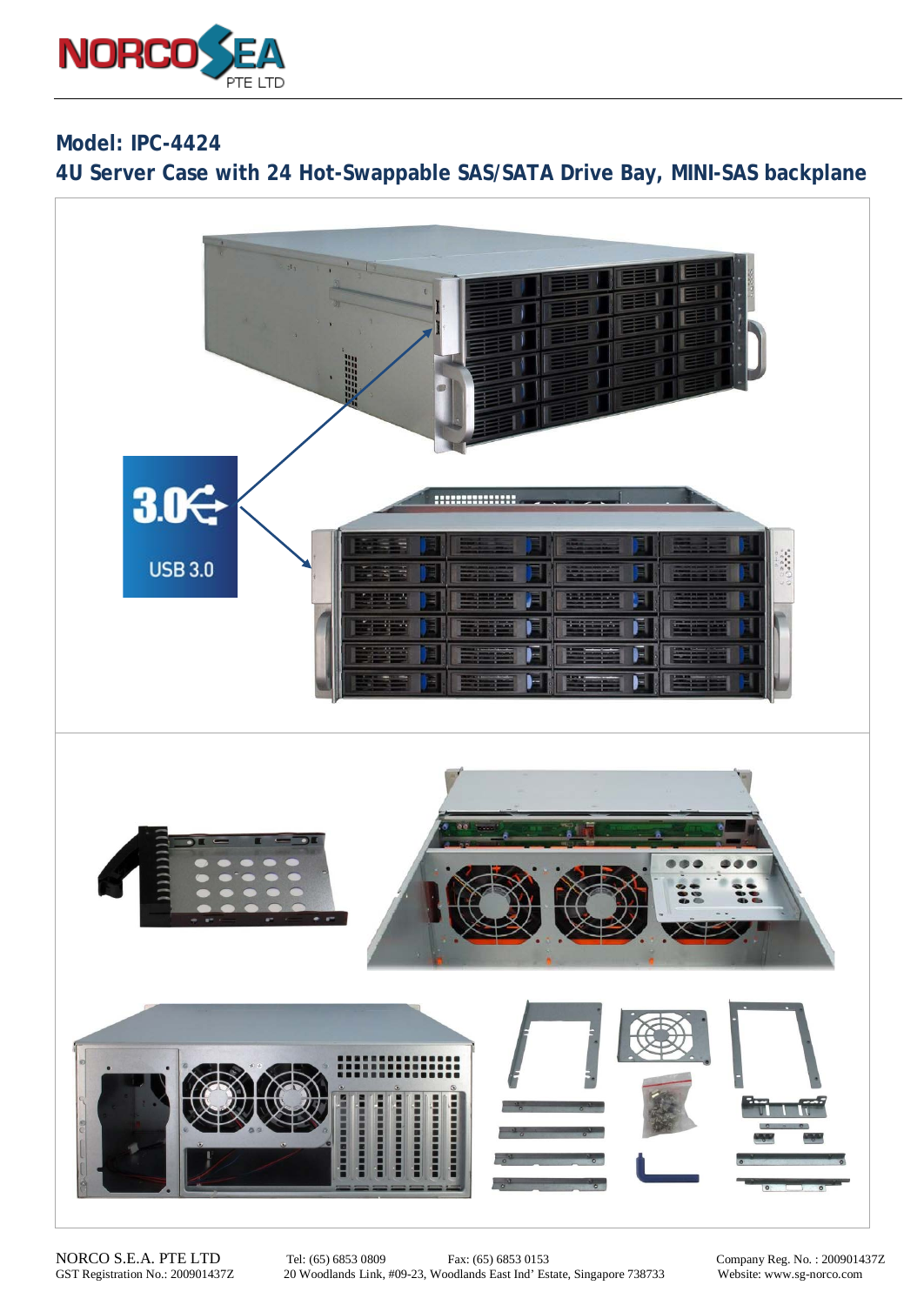NORCO SEA PTE LTD

## Model: IPC-4424

## 4U Server Case with 24 Hot-Swappable SAS/SATA Drive Bay, MINI-SAS backplane

3.0 USB 3.0

NORCO S.E.A. PTE LTD
GST Registration No.: 200901437Z

Tel: (65) 6853 0809 Fax: (65) 6853 0153
20 Woodlands Link, #09-23, Woodlands East Ind' Estate, Singapore 738733

Company Reg. No. : 200901437Z
Website: www.sg-norco.com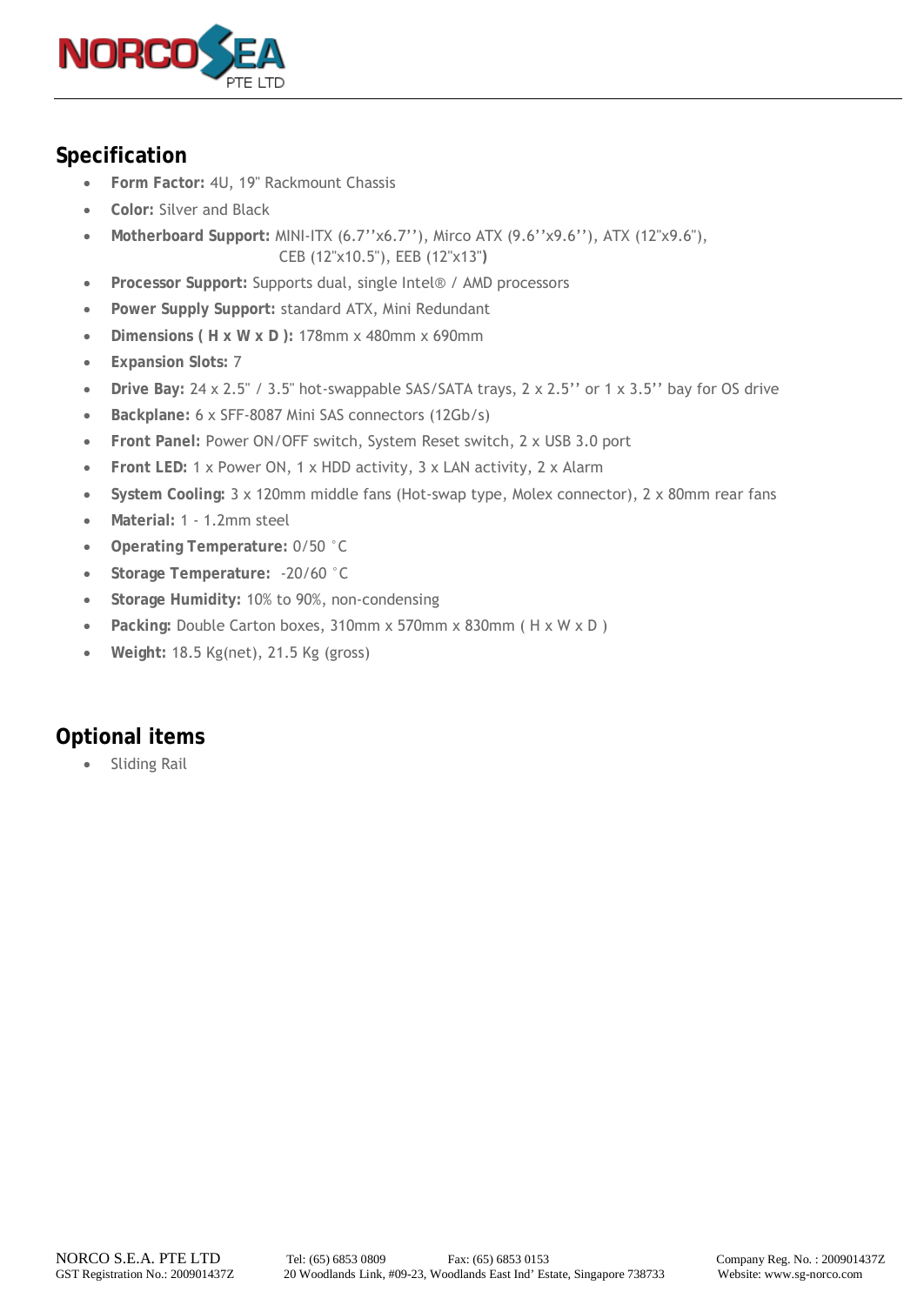## Specification

- **Form Factor:** 4U, 19" Rackmount Chassis
- **Color:** Silver and Black
- **Motherboard Support:** MINI-ITX (6.7''x6.7''), Mirco ATX (9.6''x9.6''), ATX (12"x9.6"), CEB (12"x10.5"), EEB (12"x13"**)**
- **Processor Support:** Supports dual, single Intel® / AMD processors
- **Power Supply Support:** standard ATX, Mini Redundant
- **Dimensions ( H x W x D ):** 178mm x 480mm x 690mm
- **Expansion Slots:** 7
- **Drive Bay:** 24 x 2.5" / 3.5" hot-swappable SAS/SATA trays, 2 x 2.5'' or 1 x 3.5'' bay for OS drive
- **Backplane:** 6 x SFF-8087 Mini SAS connectors (12Gb/s)
- **Front Panel:** Power ON/OFF switch, System Reset switch, 2 x USB 3.0 port
- **Front LED:** 1 x Power ON, 1 x HDD activity, 3 x LAN activity, 2 x Alarm
- **System Cooling:** 3 x 120mm middle fans (Hot-swap type, Molex connector), 2 x 80mm rear fans
- **Material:** 1 - 1.2mm steel
- **Operating Temperature:** 0/50 °C
- **Storage Temperature:** -20/60 °C
- **Storage Humidity:** 10% to 90%, non-condensing
- **Packing:** Double Carton boxes, 310mm x 570mm x 830mm ( H x W x D )
- **Weight:** 18.5 Kg(net), 21.5 Kg (gross)

## Optional items

- Sliding Rail